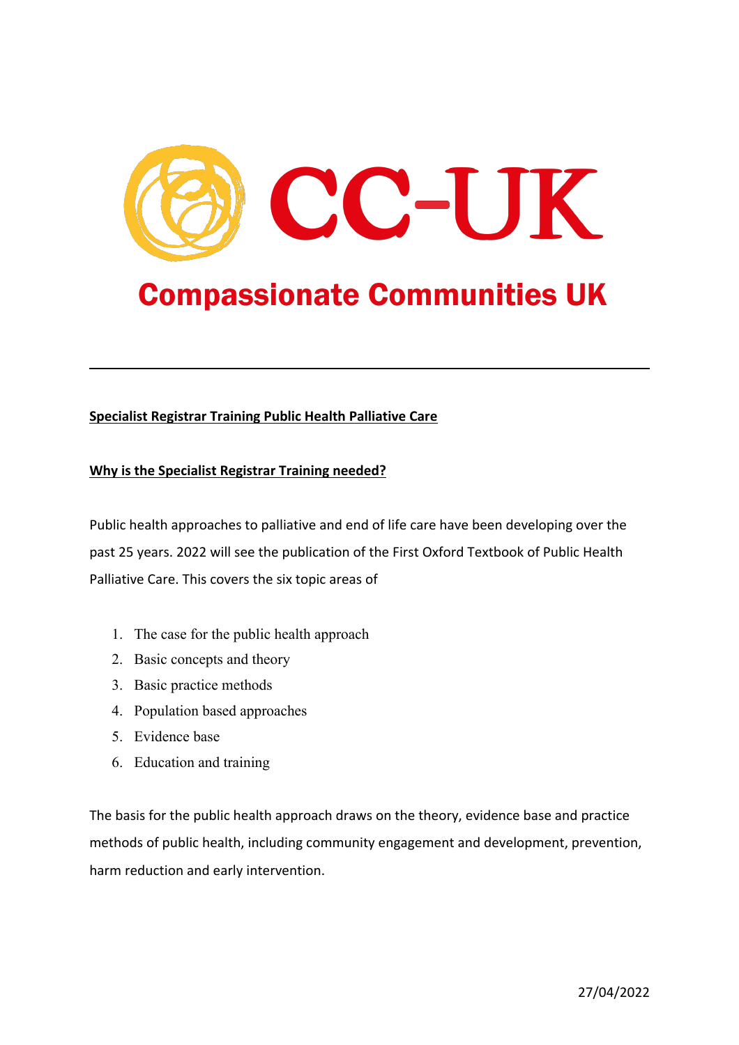# CC-UK

## Compassionate Communities UK

---

**Specialist Registrar Training Public Health Palliative Care**

**Why is the Specialist Registrar Training needed?**

Public health approaches to palliative and end of life care have been developing over the past 25 years. 2022 will see the publication of the First Oxford Textbook of Public Health Palliative Care. This covers the six topic areas of

1. The case for the public health approach
2. Basic concepts and theory
3. Basic practice methods
4. Population based approaches
5. Evidence base
6. Education and training

The basis for the public health approach draws on the theory, evidence base and practice methods of public health, including community engagement and development, prevention, harm reduction and early intervention.

27/04/2022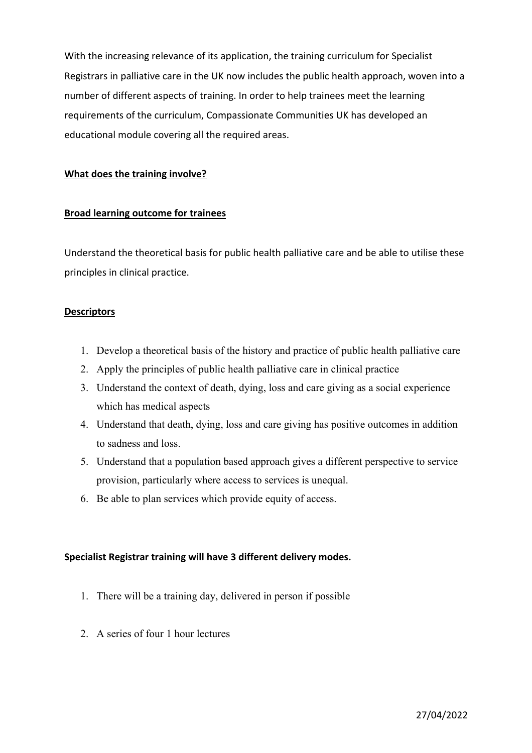With the increasing relevance of its application, the training curriculum for Specialist Registrars in palliative care in the UK now includes the public health approach, woven into a number of different aspects of training. In order to help trainees meet the learning requirements of the curriculum, Compassionate Communities UK has developed an educational module covering all the required areas.

**<u>What does the training involve?</u>**

**<u>Broad learning outcome for trainees</u>**

Understand the theoretical basis for public health palliative care and be able to utilise these principles in clinical practice.

**<u>Descriptors</u>**

1. Develop a theoretical basis of the history and practice of public health palliative care
2. Apply the principles of public health palliative care in clinical practice
3. Understand the context of death, dying, loss and care giving as a social experience which has medical aspects
4. Understand that death, dying, loss and care giving has positive outcomes in addition to sadness and loss.
5. Understand that a population based approach gives a different perspective to service provision, particularly where access to services is unequal.
6. Be able to plan services which provide equity of access.

**Specialist Registrar training will have 3 different delivery modes.**

1. There will be a training day, delivered in person if possible
2. A series of four 1 hour lectures

27/04/2022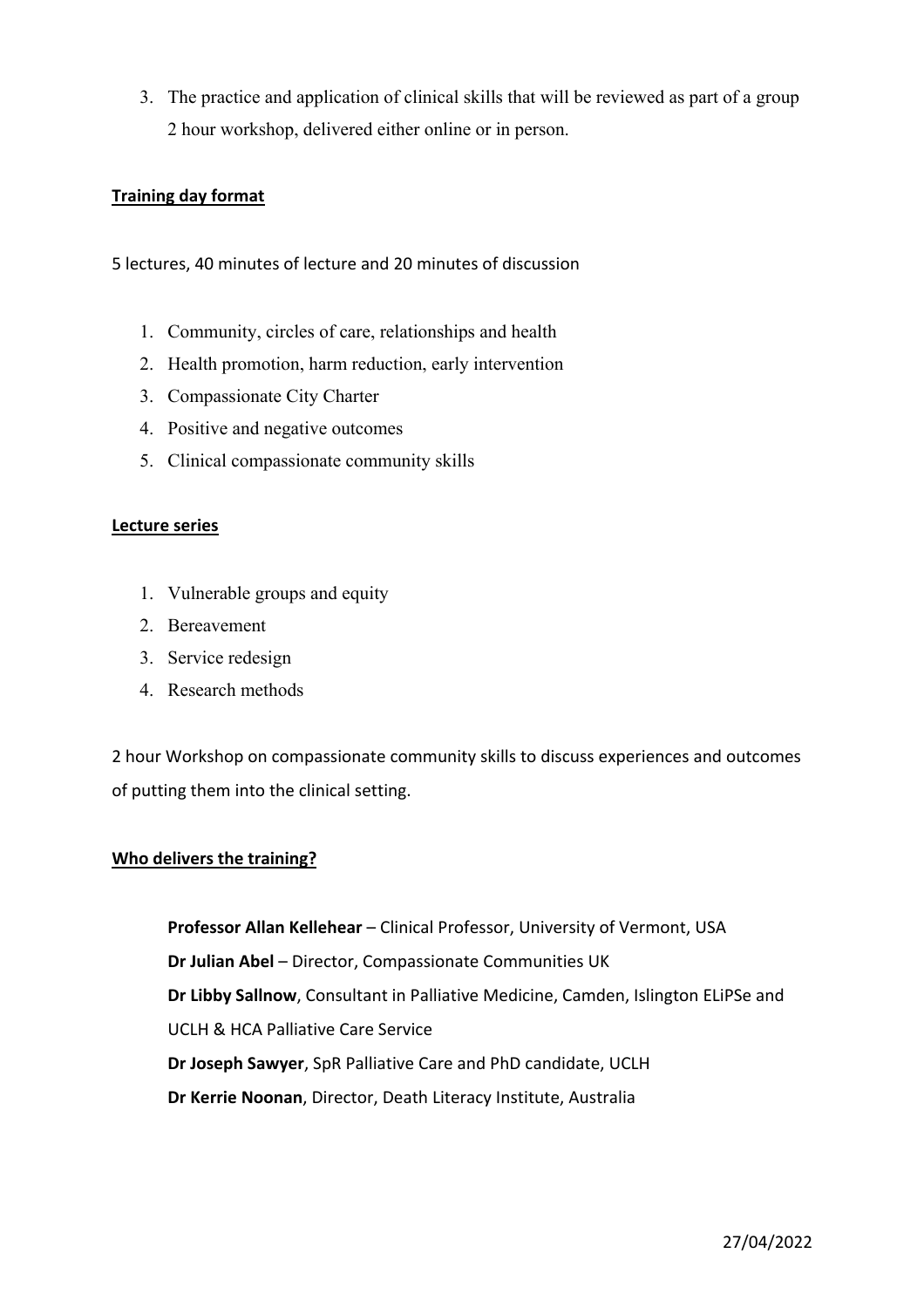3. The practice and application of clinical skills that will be reviewed as part of a group 2 hour workshop, delivered either online or in person.

**Training day format**

5 lectures, 40 minutes of lecture and 20 minutes of discussion

1. Community, circles of care, relationships and health
2. Health promotion, harm reduction, early intervention
3. Compassionate City Charter
4. Positive and negative outcomes
5. Clinical compassionate community skills

**Lecture series**

1. Vulnerable groups and equity
2. Bereavement
3. Service redesign
4. Research methods

2 hour Workshop on compassionate community skills to discuss experiences and outcomes of putting them into the clinical setting.

**Who delivers the training?**

**Professor Allan Kellehear** – Clinical Professor, University of Vermont, USA
**Dr Julian Abel** – Director, Compassionate Communities UK
**Dr Libby Sallnow**, Consultant in Palliative Medicine, Camden, Islington ELiPSe and UCLH & HCA Palliative Care Service
**Dr Joseph Sawyer**, SpR Palliative Care and PhD candidate, UCLH
**Dr Kerrie Noonan**, Director, Death Literacy Institute, Australia

27/04/2022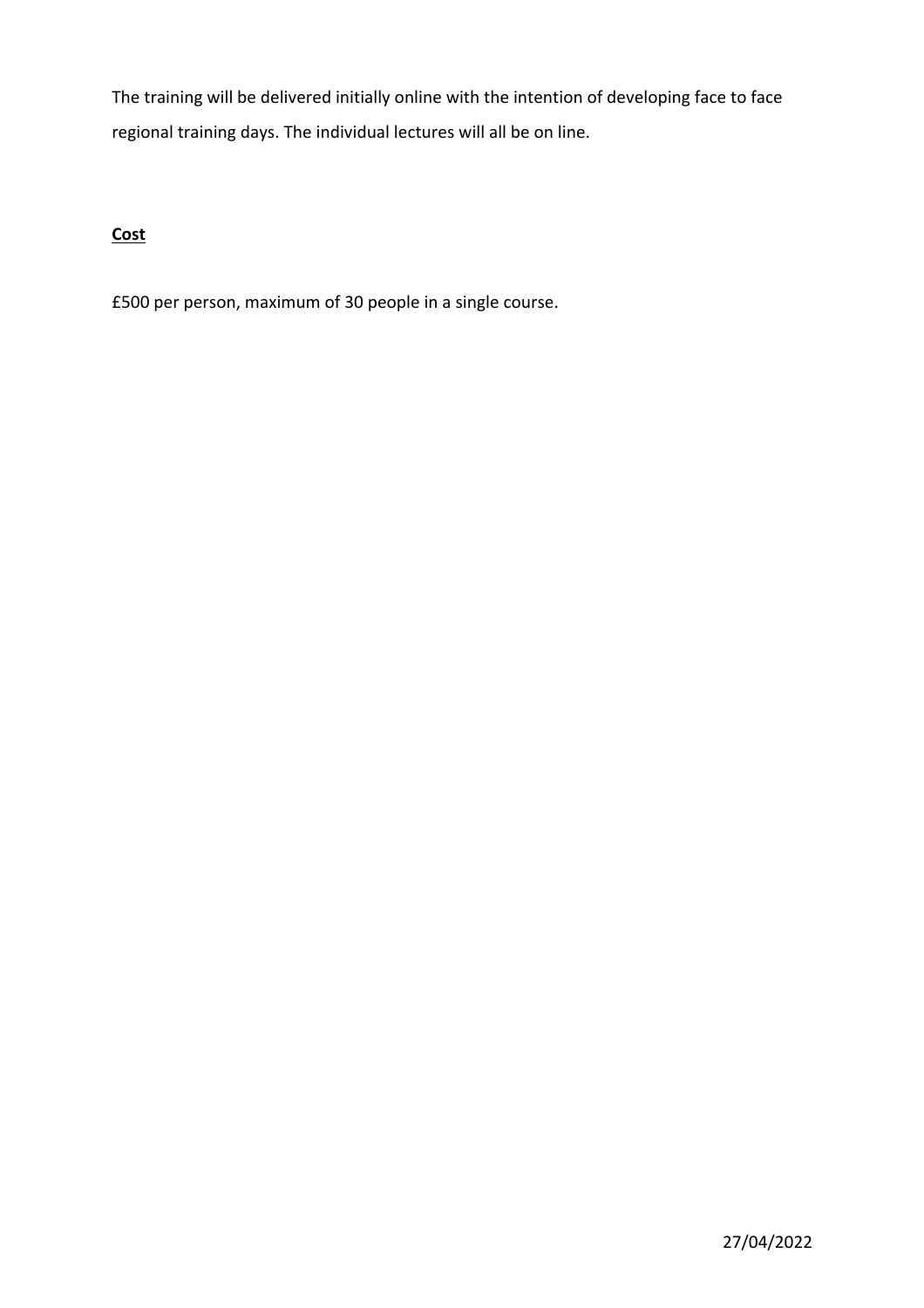The training will be delivered initially online with the intention of developing face to face regional training days. The individual lectures will all be on line.

**Cost**

£500 per person, maximum of 30 people in a single course.

27/04/2022